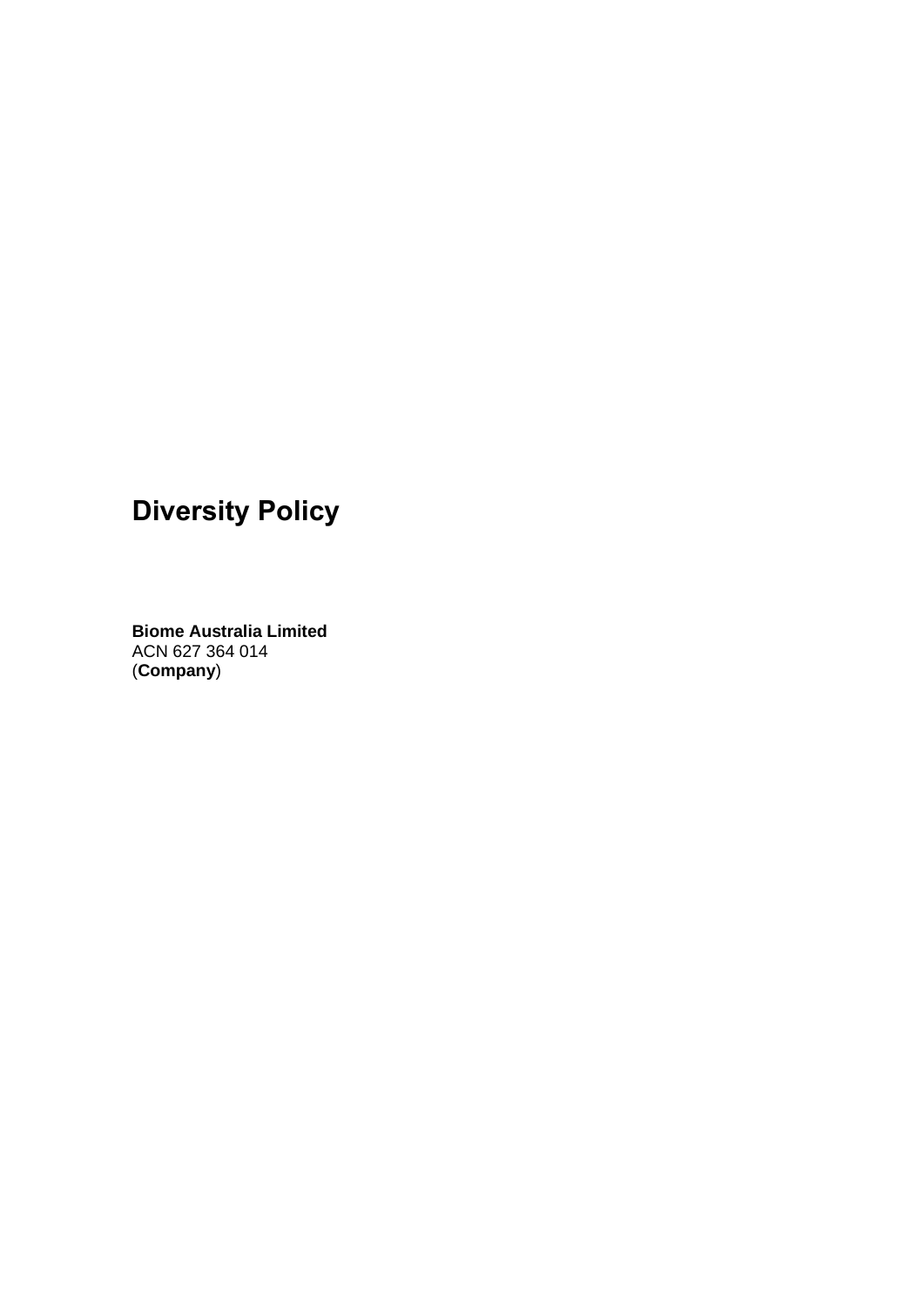# Diversity Policy

**Biome Australia Limited**
ACN 627 364 014
(**Company**)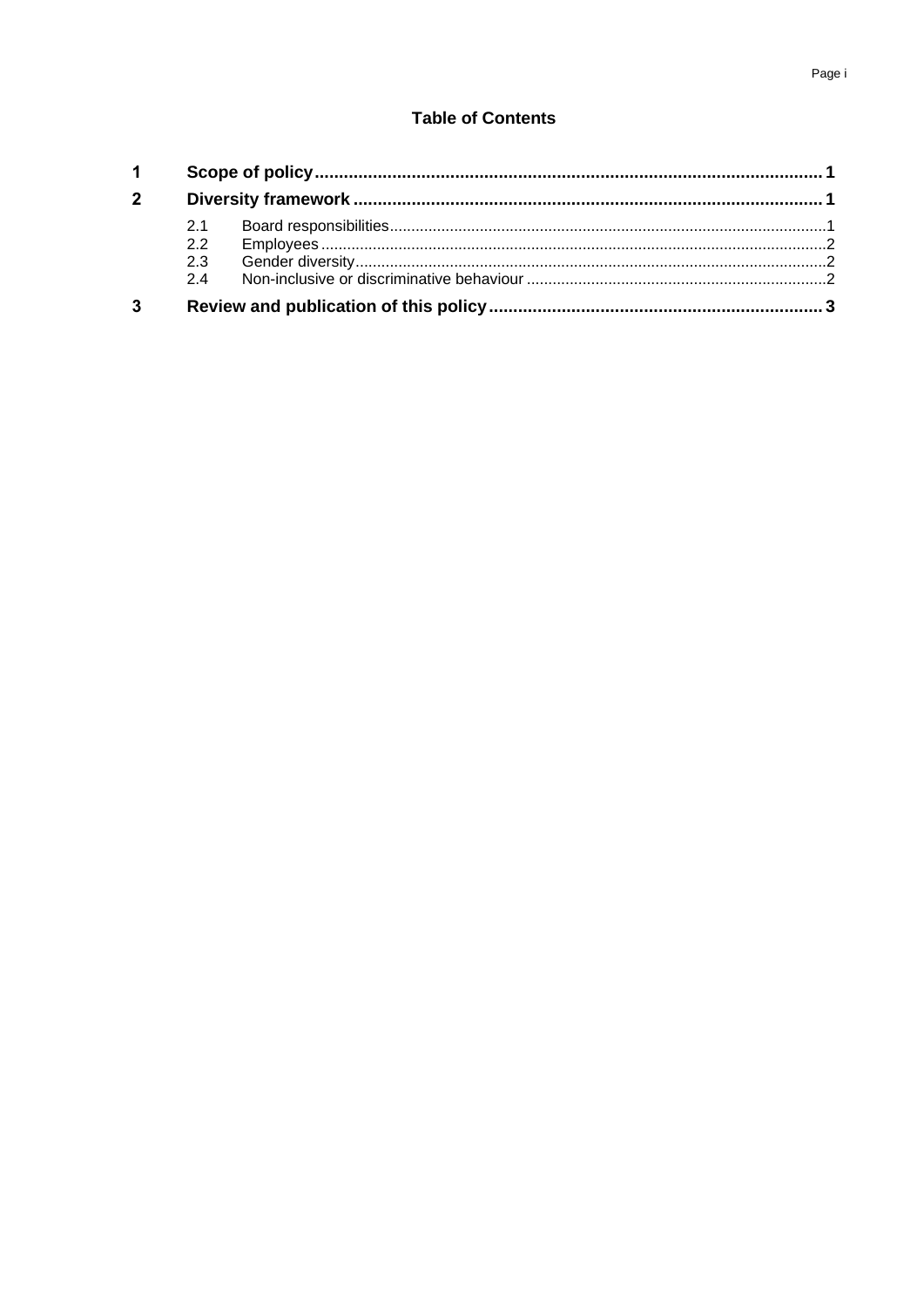## Table of Contents

| | | |
|---|---|---|
| **1** | **Scope of policy** | **1** |
| **2** | **Diversity framework** | **1** |
| 2.1 | Board responsibilities | 1 |
| 2.2 | Employees | 2 |
| 2.3 | Gender diversity | 2 |
| 2.4 | Non-inclusive or discriminative behaviour | 2 |
| **3** | **Review and publication of this policy** | **3** |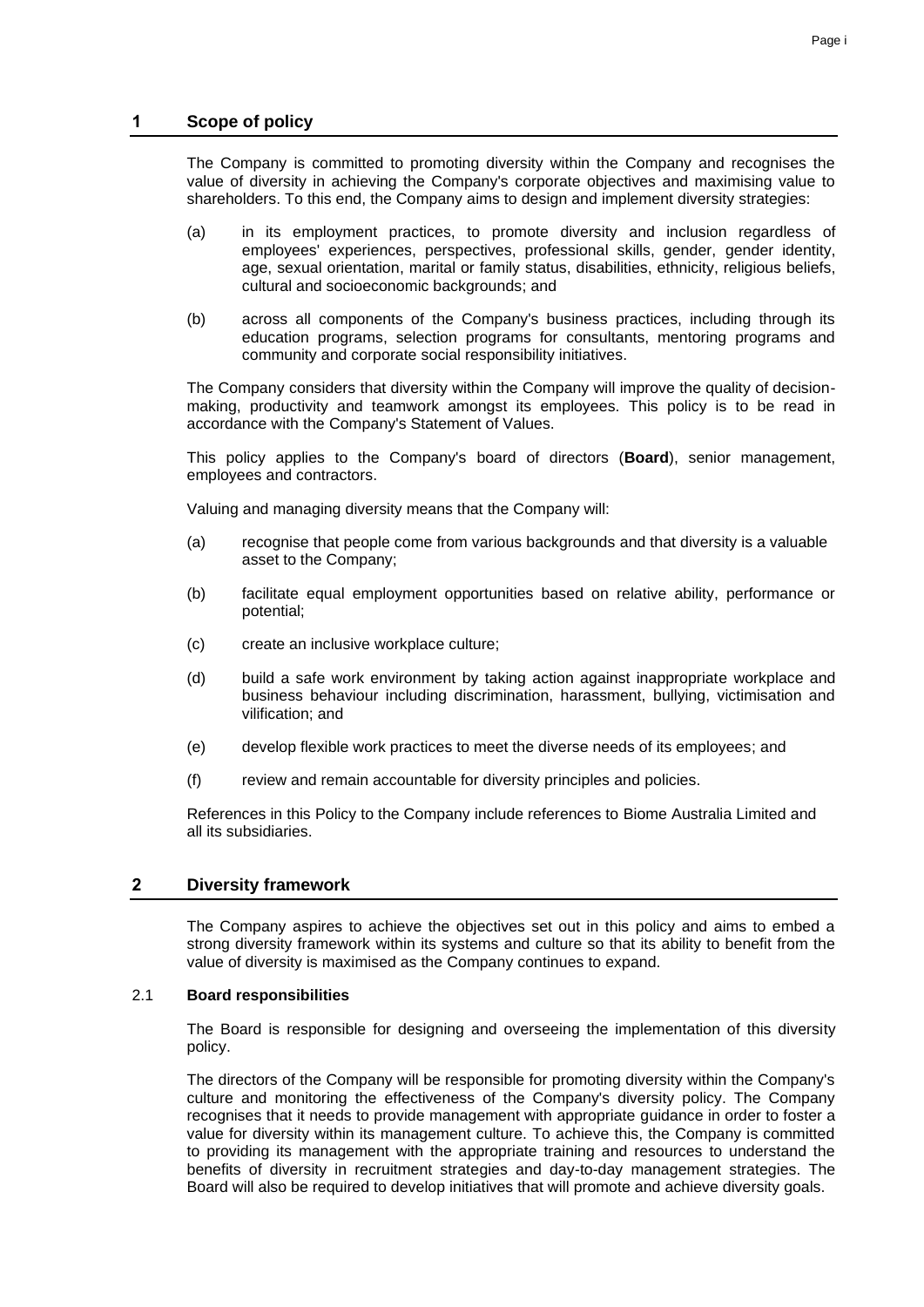## 1 Scope of policy

The Company is committed to promoting diversity within the Company and recognises the value of diversity in achieving the Company's corporate objectives and maximising value to shareholders. To this end, the Company aims to design and implement diversity strategies:

(a) in its employment practices, to promote diversity and inclusion regardless of employees' experiences, perspectives, professional skills, gender, gender identity, age, sexual orientation, marital or family status, disabilities, ethnicity, religious beliefs, cultural and socioeconomic backgrounds; and

(b) across all components of the Company's business practices, including through its education programs, selection programs for consultants, mentoring programs and community and corporate social responsibility initiatives.

The Company considers that diversity within the Company will improve the quality of decision-making, productivity and teamwork amongst its employees. This policy is to be read in accordance with the Company's Statement of Values.

This policy applies to the Company's board of directors (**Board**), senior management, employees and contractors.

Valuing and managing diversity means that the Company will:

(a) recognise that people come from various backgrounds and that diversity is a valuable asset to the Company;

(b) facilitate equal employment opportunities based on relative ability, performance or potential;

(c) create an inclusive workplace culture;

(d) build a safe work environment by taking action against inappropriate workplace and business behaviour including discrimination, harassment, bullying, victimisation and vilification; and

(e) develop flexible work practices to meet the diverse needs of its employees; and

(f) review and remain accountable for diversity principles and policies.

References in this Policy to the Company include references to Biome Australia Limited and all its subsidiaries.

## 2 Diversity framework

The Company aspires to achieve the objectives set out in this policy and aims to embed a strong diversity framework within its systems and culture so that its ability to benefit from the value of diversity is maximised as the Company continues to expand.

### 2.1 Board responsibilities

The Board is responsible for designing and overseeing the implementation of this diversity policy.

The directors of the Company will be responsible for promoting diversity within the Company's culture and monitoring the effectiveness of the Company's diversity policy. The Company recognises that it needs to provide management with appropriate guidance in order to foster a value for diversity within its management culture. To achieve this, the Company is committed to providing its management with the appropriate training and resources to understand the benefits of diversity in recruitment strategies and day-to-day management strategies. The Board will also be required to develop initiatives that will promote and achieve diversity goals.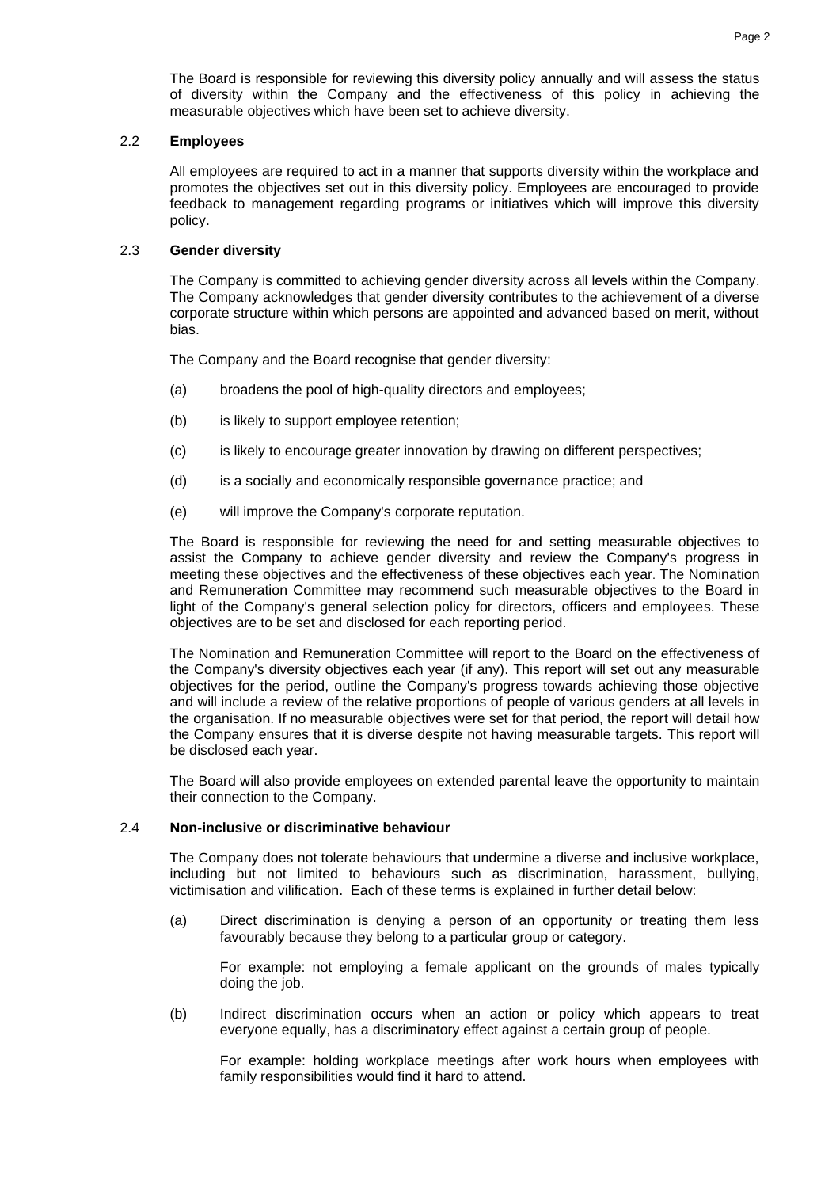The Board is responsible for reviewing this diversity policy annually and will assess the status of diversity within the Company and the effectiveness of this policy in achieving the measurable objectives which have been set to achieve diversity.

### 2.2 Employees

All employees are required to act in a manner that supports diversity within the workplace and promotes the objectives set out in this diversity policy. Employees are encouraged to provide feedback to management regarding programs or initiatives which will improve this diversity policy.

### 2.3 Gender diversity

The Company is committed to achieving gender diversity across all levels within the Company. The Company acknowledges that gender diversity contributes to the achievement of a diverse corporate structure within which persons are appointed and advanced based on merit, without bias.

The Company and the Board recognise that gender diversity:

(a) broadens the pool of high-quality directors and employees;

(b) is likely to support employee retention;

(c) is likely to encourage greater innovation by drawing on different perspectives;

(d) is a socially and economically responsible governance practice; and

(e) will improve the Company's corporate reputation.

The Board is responsible for reviewing the need for and setting measurable objectives to assist the Company to achieve gender diversity and review the Company's progress in meeting these objectives and the effectiveness of these objectives each year. The Nomination and Remuneration Committee may recommend such measurable objectives to the Board in light of the Company's general selection policy for directors, officers and employees. These objectives are to be set and disclosed for each reporting period.

The Nomination and Remuneration Committee will report to the Board on the effectiveness of the Company's diversity objectives each year (if any). This report will set out any measurable objectives for the period, outline the Company's progress towards achieving those objective and will include a review of the relative proportions of people of various genders at all levels in the organisation. If no measurable objectives were set for that period, the report will detail how the Company ensures that it is diverse despite not having measurable targets. This report will be disclosed each year.

The Board will also provide employees on extended parental leave the opportunity to maintain their connection to the Company.

### 2.4 Non-inclusive or discriminative behaviour

The Company does not tolerate behaviours that undermine a diverse and inclusive workplace, including but not limited to behaviours such as discrimination, harassment, bullying, victimisation and vilification. Each of these terms is explained in further detail below:

(a) Direct discrimination is denying a person of an opportunity or treating them less favourably because they belong to a particular group or category.

For example: not employing a female applicant on the grounds of males typically doing the job.

(b) Indirect discrimination occurs when an action or policy which appears to treat everyone equally, has a discriminatory effect against a certain group of people.

For example: holding workplace meetings after work hours when employees with family responsibilities would find it hard to attend.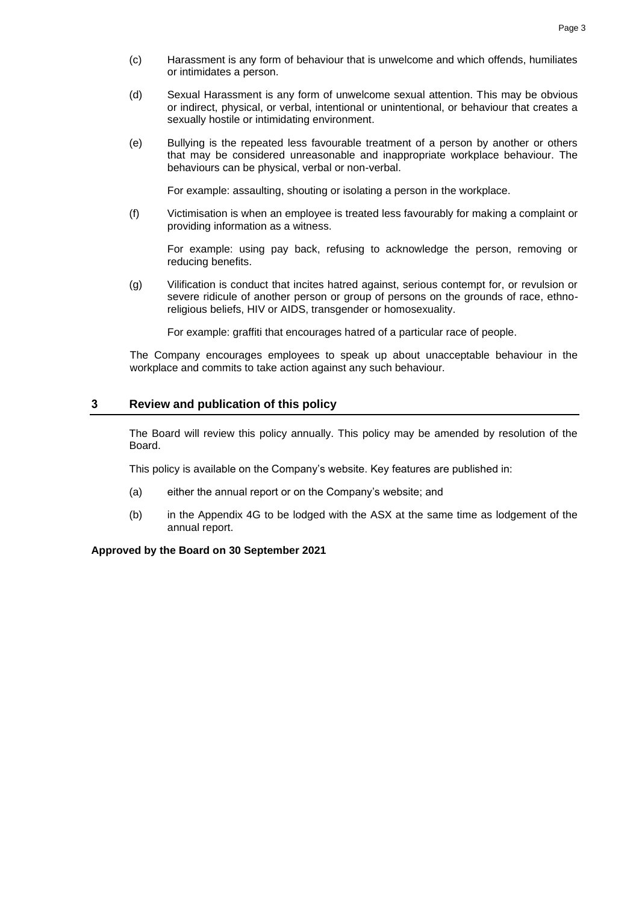(c) Harassment is any form of behaviour that is unwelcome and which offends, humiliates or intimidates a person.

(d) Sexual Harassment is any form of unwelcome sexual attention. This may be obvious or indirect, physical, or verbal, intentional or unintentional, or behaviour that creates a sexually hostile or intimidating environment.

(e) Bullying is the repeated less favourable treatment of a person by another or others that may be considered unreasonable and inappropriate workplace behaviour. The behaviours can be physical, verbal or non-verbal.

For example: assaulting, shouting or isolating a person in the workplace.

(f) Victimisation is when an employee is treated less favourably for making a complaint or providing information as a witness.

For example: using pay back, refusing to acknowledge the person, removing or reducing benefits.

(g) Vilification is conduct that incites hatred against, serious contempt for, or revulsion or severe ridicule of another person or group of persons on the grounds of race, ethno-religious beliefs, HIV or AIDS, transgender or homosexuality.

For example: graffiti that encourages hatred of a particular race of people.

The Company encourages employees to speak up about unacceptable behaviour in the workplace and commits to take action against any such behaviour.

## 3 Review and publication of this policy

The Board will review this policy annually. This policy may be amended by resolution of the Board.

This policy is available on the Company's website. Key features are published in:

(a) either the annual report or on the Company's website; and

(b) in the Appendix 4G to be lodged with the ASX at the same time as lodgement of the annual report.

**Approved by the Board on 30 September 2021**